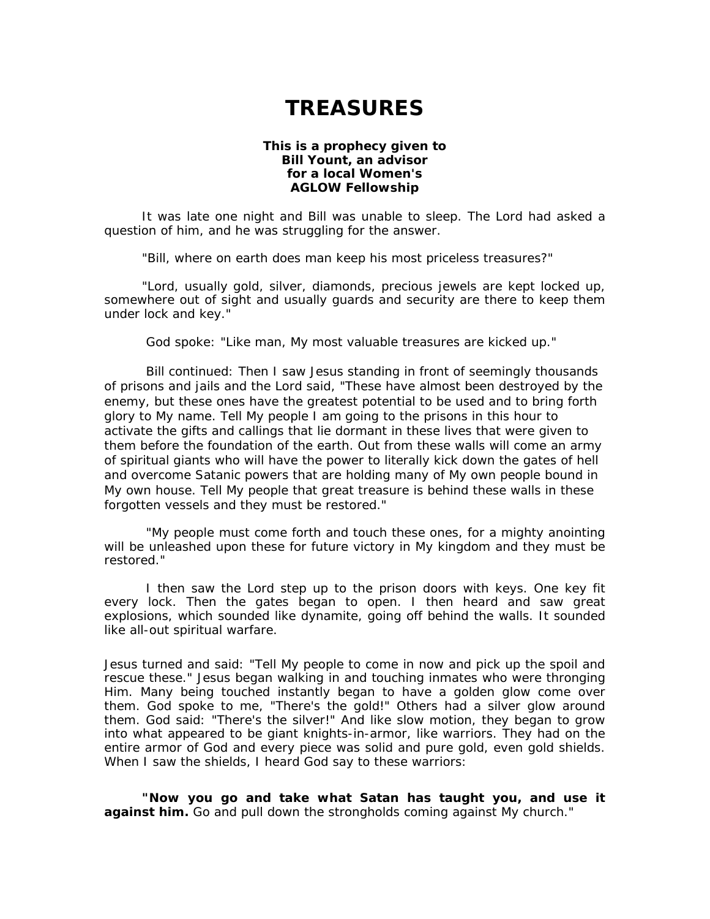# TREASURES

**This is a prophecy given to Bill Yount, an advisor for a local Women's AGLOW Fellowship**

It was late one night and Bill was unable to sleep. The Lord had asked a question of him, and he was struggling for the answer.

"Bill, where on earth does man keep his most priceless treasures?"

"Lord, usually gold, silver, diamonds, precious jewels are kept locked up, somewhere out of sight and usually guards and security are there to keep them under lock and key."

God spoke: "Like man, My most valuable treasures are kicked up."

Bill continued: Then I saw Jesus standing in front of seemingly thousands of prisons and jails and the Lord said, "These have almost been destroyed by the enemy, but these ones have the greatest potential to be used and to bring forth glory to My name. Tell My people I am going to the prisons in this hour to activate the gifts and callings that lie dormant in these lives that were given to them before the foundation of the earth. Out from these walls will come an army of spiritual giants who will have the power to literally kick down the gates of hell and overcome Satanic powers that are holding many of My own people bound in My own house. Tell My people that great treasure is behind these walls in these forgotten vessels and they must be restored."

"My people must come forth and touch these ones, for a mighty anointing will be unleashed upon these for future victory in My kingdom and they must be restored."

I then saw the Lord step up to the prison doors with keys. One key fit every lock. Then the gates began to open. I then heard and saw great explosions, which sounded like dynamite, going off behind the walls. It sounded like all-out spiritual warfare.

Jesus turned and said: "Tell My people to come in now and pick up the spoil and rescue these." Jesus began walking in and touching inmates who were thronging Him. Many being touched instantly began to have a golden glow come over them. God spoke to me, "There's the gold!" Others had a silver glow around them. God said: "There's the silver!" And like slow motion, they began to grow into what appeared to be giant knights-in-armor, like warriors. They had on the entire armor of God and every piece was solid and pure gold, even gold shields. When I saw the shields, I heard God say to these warriors:

**"Now you go and take what Satan has taught you, and use it against him.** Go and pull down the strongholds coming against My church."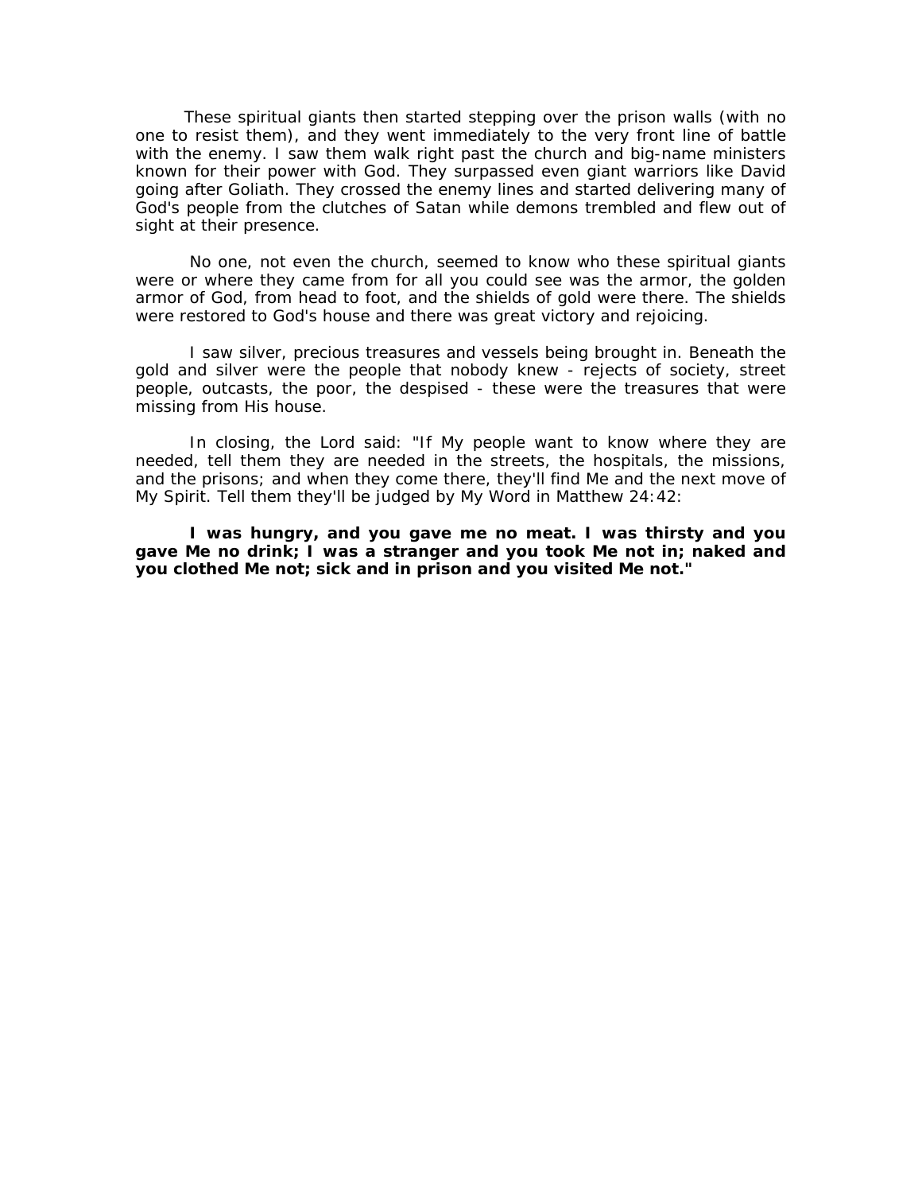These spiritual giants then started stepping over the prison walls (with no one to resist them), and they went immediately to the very front line of battle with the enemy. I saw them walk right past the church and big-name ministers known for their power with God. They surpassed even giant warriors like David going after Goliath. They crossed the enemy lines and started delivering many of God's people from the clutches of Satan while demons trembled and flew out of sight at their presence.

No one, not even the church, seemed to know who these spiritual giants were or where they came from for all you could see was the armor, the golden armor of God, from head to foot, and the shields of gold were there. The shields were restored to God's house and there was great victory and rejoicing.

I saw silver, precious treasures and vessels being brought in. Beneath the gold and silver were the people that nobody knew - rejects of society, street people, outcasts, the poor, the despised - these were the treasures that were missing from His house.

In closing, the Lord said: "If My people want to know where they are needed, tell them they are needed in the streets, the hospitals, the missions, and the prisons; and when they come there, they'll find Me and the next move of My Spirit. Tell them they'll be judged by My Word in Matthew 24:42:

**I was hungry, and you gave me no meat. I was thirsty and you gave Me no drink; I was a stranger and you took Me not in; naked and you clothed Me not; sick and in prison and you visited Me not."**